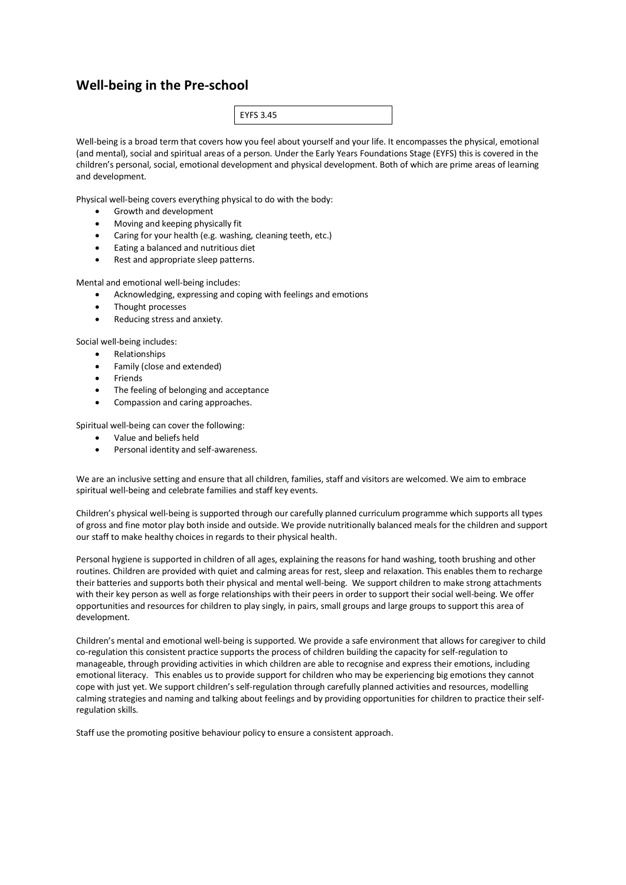# Well-being in the Pre-school

EYFS 3.45

Well-being is a broad term that covers how you feel about yourself and your life. It encompasses the physical, emotional (and mental), social and spiritual areas of a person. Under the Early Years Foundations Stage (EYFS) this is covered in the children's personal, social, emotional development and physical development. Both of which are prime areas of learning and development.

Physical well-being covers everything physical to do with the body:

- Growth and development
- Moving and keeping physically fit
- Caring for your health (e.g. washing, cleaning teeth, etc.)
- Eating a balanced and nutritious diet
- Rest and appropriate sleep patterns.

Mental and emotional well-being includes:

- Acknowledging, expressing and coping with feelings and emotions
- Thought processes
- Reducing stress and anxiety.

Social well-being includes:

- Relationships
- Family (close and extended)
- Friends
- The feeling of belonging and acceptance
- Compassion and caring approaches.

Spiritual well-being can cover the following:

- Value and beliefs held
- Personal identity and self-awareness.

We are an inclusive setting and ensure that all children, families, staff and visitors are welcomed. We aim to embrace spiritual well-being and celebrate families and staff key events.

Children's physical well-being is supported through our carefully planned curriculum programme which supports all types of gross and fine motor play both inside and outside. We provide nutritionally balanced meals for the children and support our staff to make healthy choices in regards to their physical health.

Personal hygiene is supported in children of all ages, explaining the reasons for hand washing, tooth brushing and other routines. Children are provided with quiet and calming areas for rest, sleep and relaxation. This enables them to recharge their batteries and supports both their physical and mental well-being. We support children to make strong attachments with their key person as well as forge relationships with their peers in order to support their social well-being. We offer opportunities and resources for children to play singly, in pairs, small groups and large groups to support this area of development.

Children's mental and emotional well-being is supported. We provide a safe environment that allows for caregiver to child co-regulation this consistent practice supports the process of children building the capacity for self-regulation to manageable, through providing activities in which children are able to recognise and express their emotions, including emotional literacy. This enables us to provide support for children who may be experiencing big emotions they cannot cope with just yet. We support children's self-regulation through carefully planned activities and resources, modelling calming strategies and naming and talking about feelings and by providing opportunities for children to practice their self-regulation skills.

Staff use the promoting positive behaviour policy to ensure a consistent approach.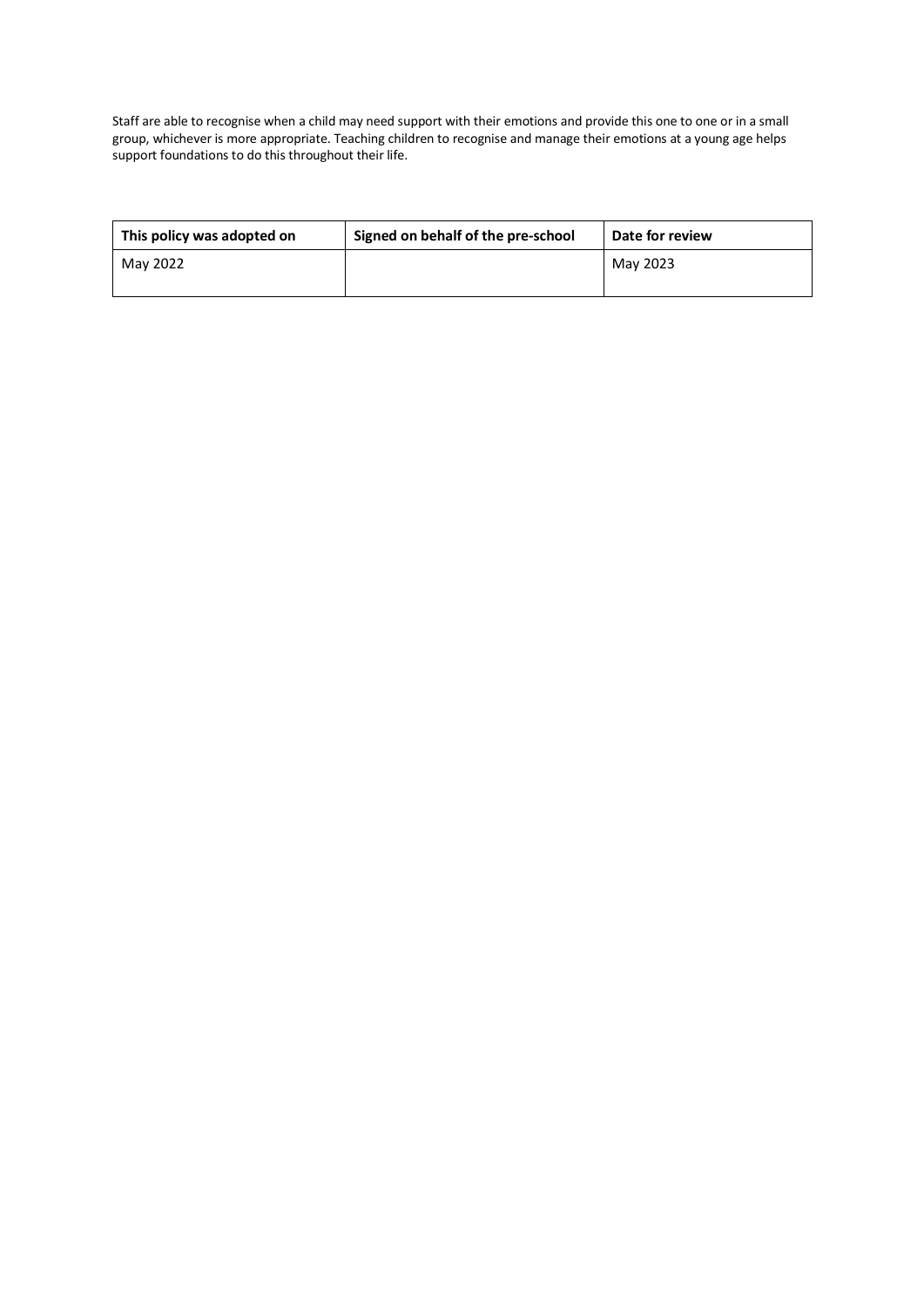Staff are able to recognise when a child may need support with their emotions and provide this one to one or in a small group, whichever is more appropriate. Teaching children to recognise and manage their emotions at a young age helps support foundations to do this throughout their life.

| This policy was adopted on | Signed on behalf of the pre-school | Date for review |
| --- | --- | --- |
| May 2022 | | May 2023 |